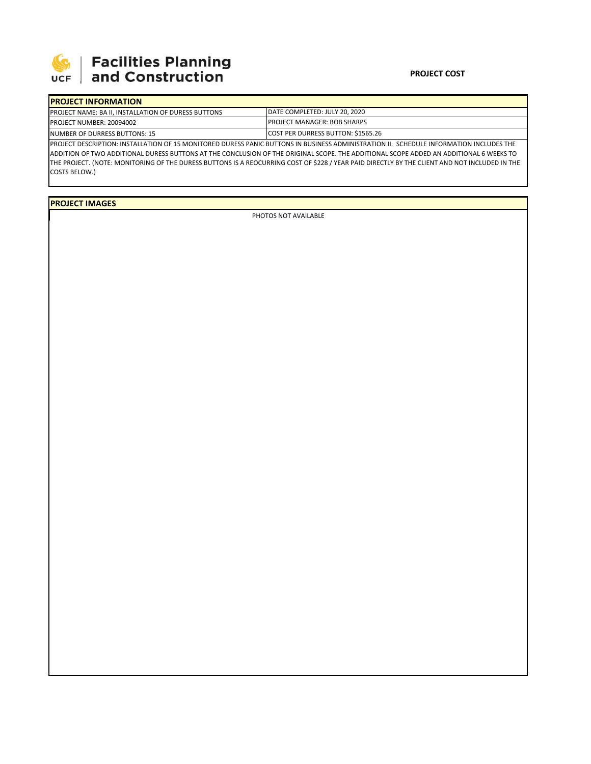# Facilities Planning and Construction

**PROJECT COST**

## PROJECT INFORMATION

| | |
|---|---|
| PROJECT NAME: BA II, INSTALLATION OF DURESS BUTTONS | DATE COMPLETED: JULY 20, 2020 |
| PROJECT NUMBER: 20094002 | PROJECT MANAGER: BOB SHARPS |
| NUMBER OF DURRESS BUTTONS: 15 | COST PER DURRESS BUTTON: $1565.26 |

PROJECT DESCRIPTION: INSTALLATION OF 15 MONITORED DURESS PANIC BUTTONS IN BUSINESS ADMINISTRATION II. SCHEDULE INFORMATION INCLUDES THE ADDITION OF TWO ADDITIONAL DURESS BUTTONS AT THE CONCLUSION OF THE ORIGINAL SCOPE. THE ADDITIONAL SCOPE ADDED AN ADDITIONAL 6 WEEKS TO THE PROJECT. (NOTE: MONITORING OF THE DURESS BUTTONS IS A REOCURRING COST OF $228 / YEAR PAID DIRECTLY BY THE CLIENT AND NOT INCLUDED IN THE COSTS BELOW.)

## PROJECT IMAGES

PHOTOS NOT AVAILABLE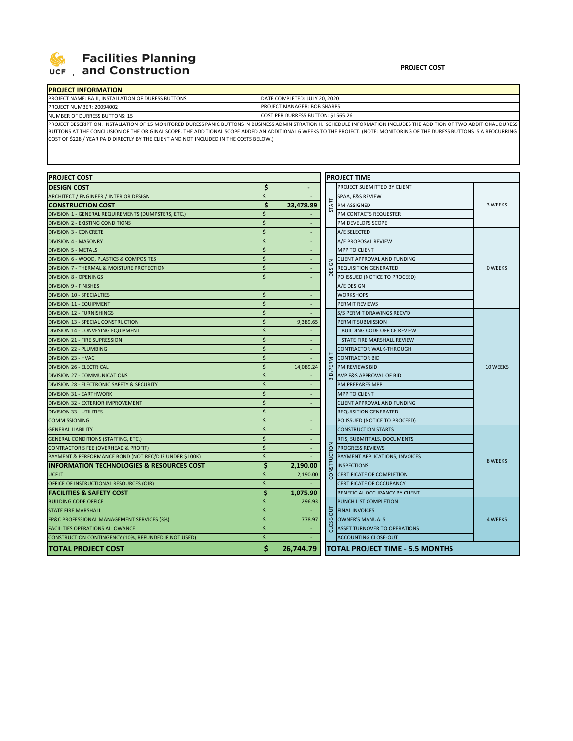**Facilities Planning and Construction**

**PROJECT COST**

| PROJECT INFORMATION | |
|---|---|
| PROJECT NAME: BA II, INSTALLATION OF DURESS BUTTONS | DATE COMPLETED: JULY 20, 2020 |
| PROJECT NUMBER: 20094002 | PROJECT MANAGER: BOB SHARPS |
| NUMBER OF DURRESS BUTTONS: 15 | COST PER DURRESS BUTTON: $1565.26 |

PROJECT DESCRIPTION: INSTALLATION OF 15 MONITORED DURESS PANIC BUTTONS IN BUSINESS ADMINISTRATION II. SCHEDULE INFORMATION INCLUDES THE ADDITION OF TWO ADDITIONAL DURESS BUTTONS AT THE CONCLUSION OF THE ORIGINAL SCOPE. THE ADDITIONAL SCOPE ADDED AN ADDITIONAL 6 WEEKS TO THE PROJECT. (NOTE: MONITORING OF THE DURESS BUTTONS IS A REOCURRING COST OF $228 / YEAR PAID DIRECTLY BY THE CLIENT AND NOT INCLUDED IN THE COSTS BELOW.)

| PROJECT COST | | | PROJECT TIME | | |
|---|---|---|---|---|---|
| **DESIGN COST** | $ | - | START | PROJECT SUBMITTED BY CLIENT | 3 WEEKS |
| ARCHITECT / ENGINEER / INTERIOR DESIGN | $ | - | | SPAA, F&S REVIEW | |
| **CONSTRUCTION COST** | $ | 23,478.89 | | PM ASSIGNED | |
| DIVISION 1 - GENERAL REQUIREMENTS (DUMPSTERS, ETC.) | $ | - | | PM CONTACTS REQUESTER | |
| DIVISION 2 - EXISTING CONDITIONS | $ | - | | PM DEVELOPS SCOPE | |
| DIVISION 3 - CONCRETE | $ | - | DESIGN | A/E SELECTED | 0 WEEKS |
| DIVISION 4 - MASONRY | $ | - | | A/E PROPOSAL REVIEW | |
| DIVISION 5 - METALS | $ | - | | MPP TO CLIENT | |
| DIVISION 6 - WOOD, PLASTICS & COMPOSITES | $ | - | | CLIENT APPROVAL AND FUNDING | |
| DIVISION 7 - THERMAL & MOISTURE PROTECTION | $ | - | | REQUISITION GENERATED | |
| DIVISION 8 - OPENINGS | $ | - | | PO ISSUED (NOTICE TO PROCEED) | |
| DIVISION 9 - FINISHES | | | | A/E DESIGN | |
| DIVISION 10 - SPECIALTIES | $ | - | | WORKSHOPS | |
| DIVISION 11 - EQUIPMENT | $ | - | | PERMIT REVIEWS | |
| DIVISION 12 - FURNISHINGS | $ | - | BID/PERMIT | S/S PERMIT DRAWINGS RECV'D | 10 WEEKS |
| DIVISION 13 - SPECIAL CONSTRUCTION | $ | 9,389.65 | | PERMIT SUBMISSION | |
| DIVISION 14 - CONVEYING EQUIPMENT | $ | - | | BUILDING CODE OFFICE REVIEW | |
| DIVISION 21 - FIRE SUPRESSION | $ | - | | STATE FIRE MARSHALL REVIEW | |
| DIVISION 22 - PLUMBING | $ | - | | CONTRACTOR WALK-THROUGH | |
| DIVISION 23 - HVAC | $ | - | | CONTRACTOR BID | |
| DIVISION 26 - ELECTRICAL | $ | 14,089.24 | | PM REVIEWS BID | |
| DIVISION 27 - COMMUNICATIONS | $ | - | | AVP F&S APPROVAL OF BID | |
| DIVISION 28 - ELECTRONIC SAFETY & SECURITY | $ | - | | PM PREPARES MPP | |
| DIVISION 31 - EARTHWORK | $ | - | | MPP TO CLIENT | |
| DIVISION 32 - EXTERIOR IMPROVEMENT | $ | - | | CLIENT APPROVAL AND FUNDING | |
| DIVISION 33 - UTILITIES | $ | - | | REQUISITION GENERATED | |
| COMMISSIONING | $ | - | | PO ISSUED (NOTICE TO PROCEED) | |
| GENERAL LIABILITY | $ | - | CONSTRUCTION | CONSTRUCTION STARTS | 8 WEEKS |
| GENERAL CONDITIONS (STAFFING, ETC.) | $ | - | | RFIS, SUBMITTALS, DOCUMENTS | |
| CONTRACTOR'S FEE (OVERHEAD & PROFIT) | $ | - | | PROGRESS REVIEWS | |
| PAYMENT & PERFORMANCE BOND (NOT REQ'D IF UNDER $100K) | $ | - | | PAYMENT APPLICATIONS, INVOICES | |
| **INFORMATION TECHNOLOGIES & RESOURCES COST** | $ | 2,190.00 | | INSPECTIONS | |
| UCF IT | $ | 2,190.00 | | CERTIFICATE OF COMPLETION | |
| OFFICE OF INSTRUCTIONAL RESOURCES (OIR) | $ | - | | CERTIFICATE OF OCCUPANCY | |
| **FACILITIES & SAFETY COST** | $ | 1,075.90 | | BENEFICIAL OCCUPANCY BY CLIENT | |
| BUILDING CODE OFFICE | $ | 296.93 | CLOSE-OUT | PUNCH LIST COMPLETION | 4 WEEKS |
| STATE FIRE MARSHALL | $ | - | | FINAL INVOICES | |
| FP&C PROFESSIONAL MANAGEMENT SERVICES (3%) | $ | 778.97 | | OWNER'S MANUALS | |
| FACILITIES OPERATIONS ALLOWANCE | $ | - | | ASSET TURNOVER TO OPERATIONS | |
| CONSTRUCTION CONTINGENCY (10%, REFUNDED IF NOT USED) | $ | - | | ACCOUNTING CLOSE-OUT | |
| **TOTAL PROJECT COST** | $ | 26,744.79 | **TOTAL PROJECT TIME - 5.5 MONTHS** | | |